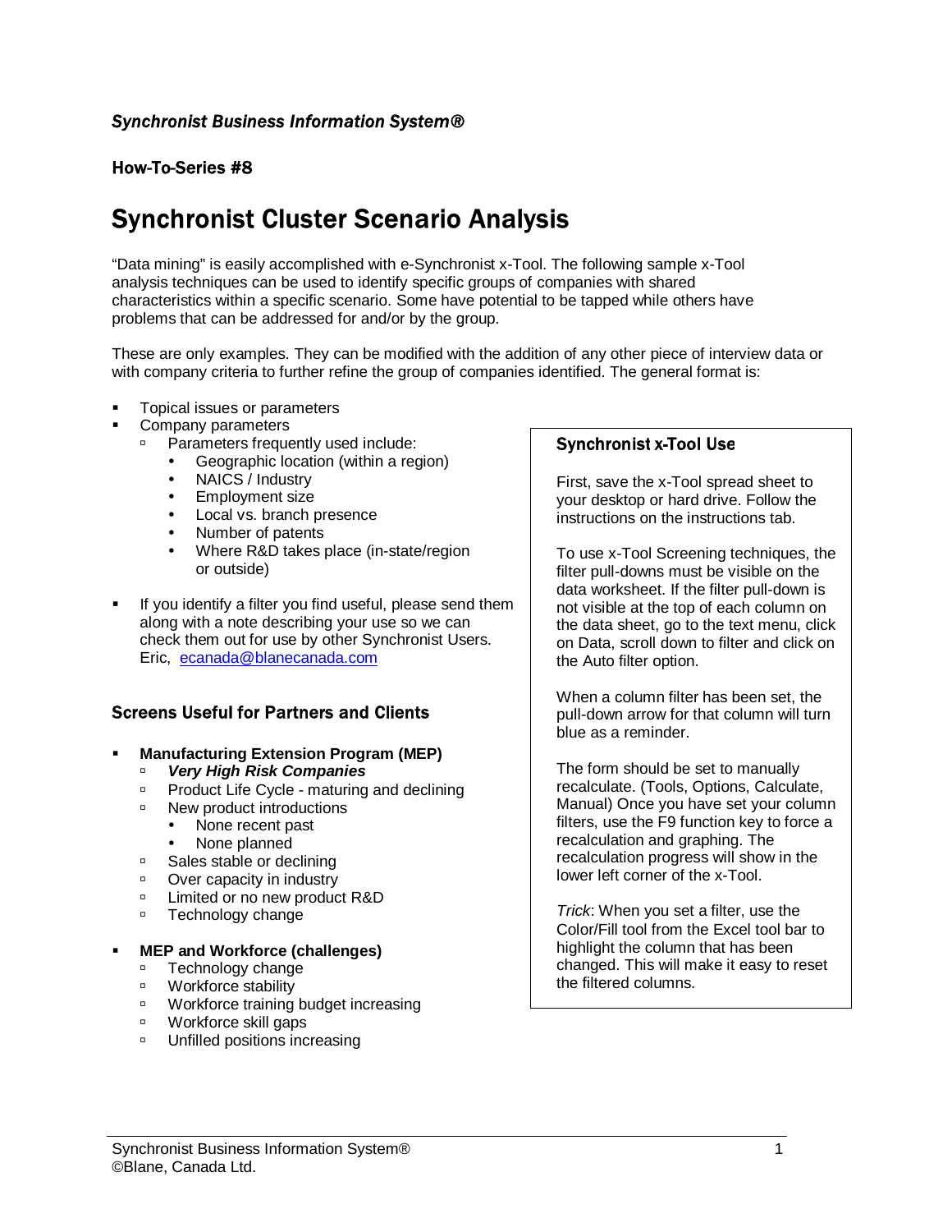*Synchronist Business Information System®*

**How-To-Series #8**

# Synchronist Cluster Scenario Analysis

"Data mining" is easily accomplished with e-Synchronist x-Tool. The following sample x-Tool analysis techniques can be used to identify specific groups of companies with shared characteristics within a specific scenario. Some have potential to be tapped while others have problems that can be addressed for and/or by the group.

These are only examples. They can be modified with the addition of any other piece of interview data or with company criteria to further refine the group of companies identified. The general format is:

- Topical issues or parameters
- Company parameters
  - Parameters frequently used include:
    - Geographic location (within a region)
    - NAICS / Industry
    - Employment size
    - Local vs. branch presence
    - Number of patents
    - Where R&D takes place (in-state/region or outside)
- If you identify a filter you find useful, please send them along with a note describing your use so we can check them out for use by other Synchronist Users. Eric, ecanada@blanecanada.com

## Synchronist x-Tool Use

First, save the x-Tool spread sheet to your desktop or hard drive. Follow the instructions on the instructions tab.

To use x-Tool Screening techniques, the filter pull-downs must be visible on the data worksheet. If the filter pull-down is not visible at the top of each column on the data sheet, go to the text menu, click on Data, scroll down to filter and click on the Auto filter option.

When a column filter has been set, the pull-down arrow for that column will turn blue as a reminder.

The form should be set to manually recalculate. (Tools, Options, Calculate, Manual) Once you have set your column filters, use the F9 function key to force a recalculation and graphing. The recalculation progress will show in the lower left corner of the x-Tool.

*Trick*: When you set a filter, use the Color/Fill tool from the Excel tool bar to highlight the column that has been changed. This will make it easy to reset the filtered columns.

## Screens Useful for Partners and Clients

- **Manufacturing Extension Program (MEP)**
  - ***Very High Risk Companies***
  - Product Life Cycle - maturing and declining
  - New product introductions
    - None recent past
    - None planned
  - Sales stable or declining
  - Over capacity in industry
  - Limited or no new product R&D
  - Technology change
- **MEP and Workforce (challenges)**
  - Technology change
  - Workforce stability
  - Workforce training budget increasing
  - Workforce skill gaps
  - Unfilled positions increasing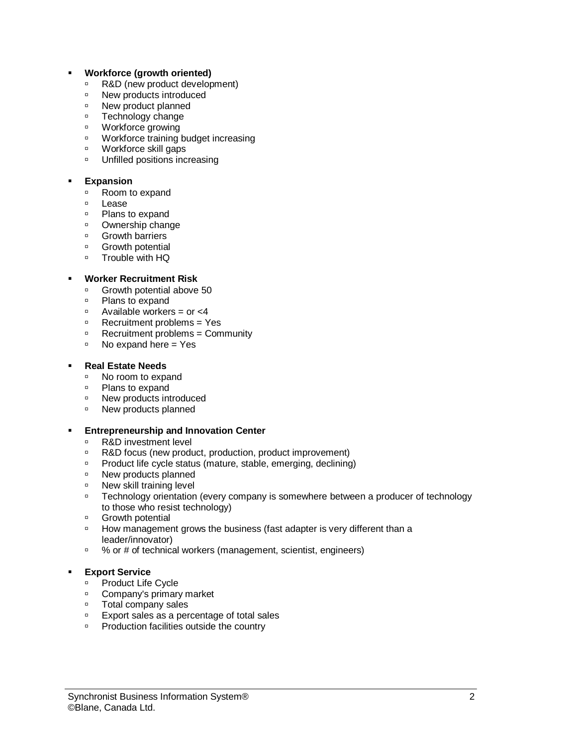- **Workforce (growth oriented)**
  - R&D (new product development)
  - New products introduced
  - New product planned
  - Technology change
  - Workforce growing
  - Workforce training budget increasing
  - Workforce skill gaps
  - Unfilled positions increasing

- **Expansion**
  - Room to expand
  - Lease
  - Plans to expand
  - Ownership change
  - Growth barriers
  - Growth potential
  - Trouble with HQ

- **Worker Recruitment Risk**
  - Growth potential above 50
  - Plans to expand
  - Available workers = or <4
  - Recruitment problems = Yes
  - Recruitment problems = Community
  - No expand here = Yes

- **Real Estate Needs**
  - No room to expand
  - Plans to expand
  - New products introduced
  - New products planned

- **Entrepreneurship and Innovation Center**
  - R&D investment level
  - R&D focus (new product, production, product improvement)
  - Product life cycle status (mature, stable, emerging, declining)
  - New products planned
  - New skill training level
  - Technology orientation (every company is somewhere between a producer of technology to those who resist technology)
  - Growth potential
  - How management grows the business (fast adapter is very different than a leader/innovator)
  - % or # of technical workers (management, scientist, engineers)

- **Export Service**
  - Product Life Cycle
  - Company's primary market
  - Total company sales
  - Export sales as a percentage of total sales
  - Production facilities outside the country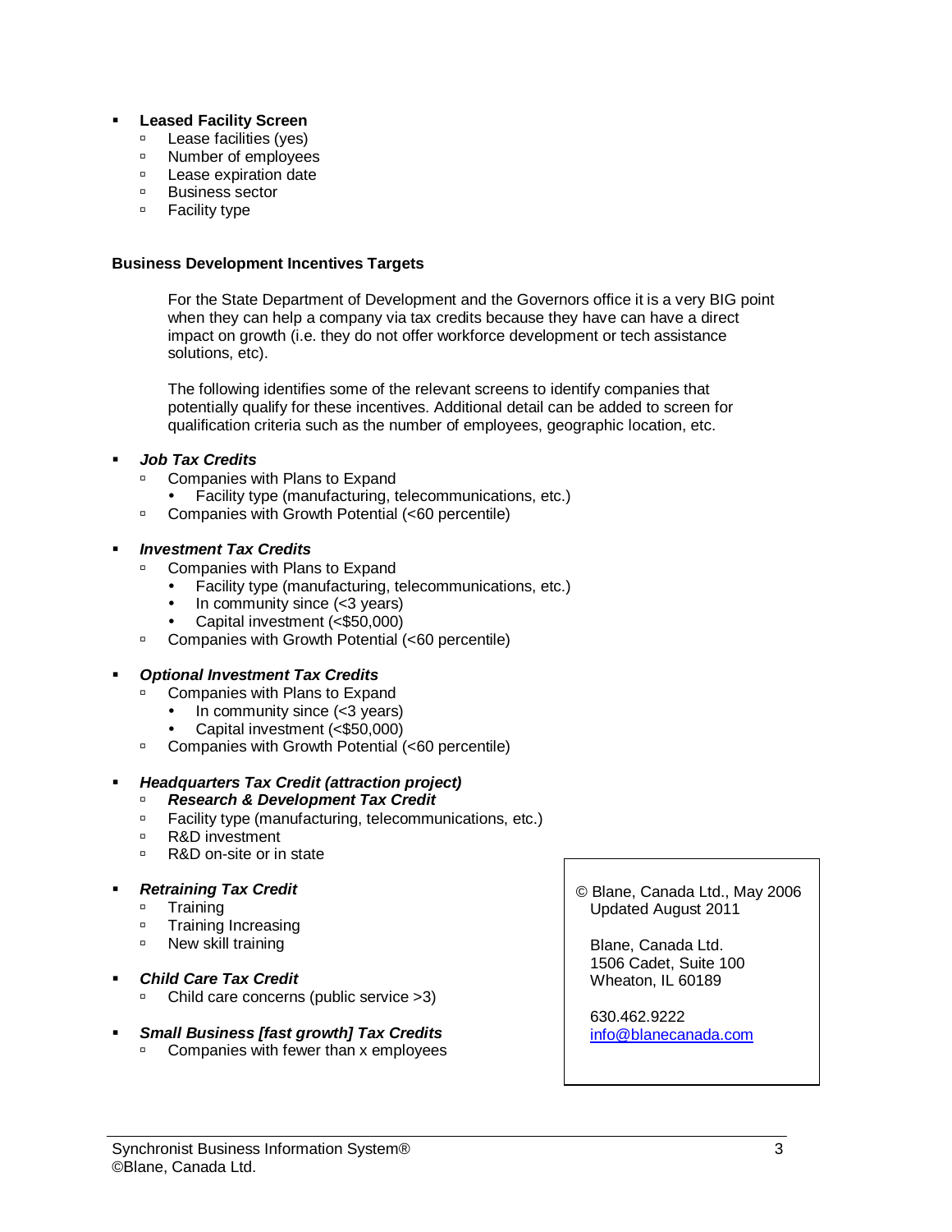- **Leased Facility Screen**
  - Lease facilities (yes)
  - Number of employees
  - Lease expiration date
  - Business sector
  - Facility type

**Business Development Incentives Targets**

For the State Department of Development and the Governors office it is a very BIG point when they can help a company via tax credits because they have can have a direct impact on growth (i.e. they do not offer workforce development or tech assistance solutions, etc).

The following identifies some of the relevant screens to identify companies that potentially qualify for these incentives. Additional detail can be added to screen for qualification criteria such as the number of employees, geographic location, etc.

- ***Job Tax Credits***
  - Companies with Plans to Expand
    - Facility type (manufacturing, telecommunications, etc.)
  - Companies with Growth Potential (<60 percentile)

- ***Investment Tax Credits***
  - Companies with Plans to Expand
    - Facility type (manufacturing, telecommunications, etc.)
    - In community since (<3 years)
    - Capital investment (<$50,000)
  - Companies with Growth Potential (<60 percentile)

- ***Optional Investment Tax Credits***
  - Companies with Plans to Expand
    - In community since (<3 years)
    - Capital investment (<$50,000)
  - Companies with Growth Potential (<60 percentile)

- ***Headquarters Tax Credit (attraction project)***
  - ***Research & Development Tax Credit***
  - Facility type (manufacturing, telecommunications, etc.)
  - R&D investment
  - R&D on-site or in state

- ***Retraining Tax Credit***
  - Training
  - Training Increasing
  - New skill training

- ***Child Care Tax Credit***
  - Child care concerns (public service >3)

- ***Small Business [fast growth] Tax Credits***
  - Companies with fewer than x employees

© Blane, Canada Ltd., May 2006
Updated August 2011

Blane, Canada Ltd.
1506 Cadet, Suite 100
Wheaton, IL 60189

630.462.9222
info@blanecanada.com